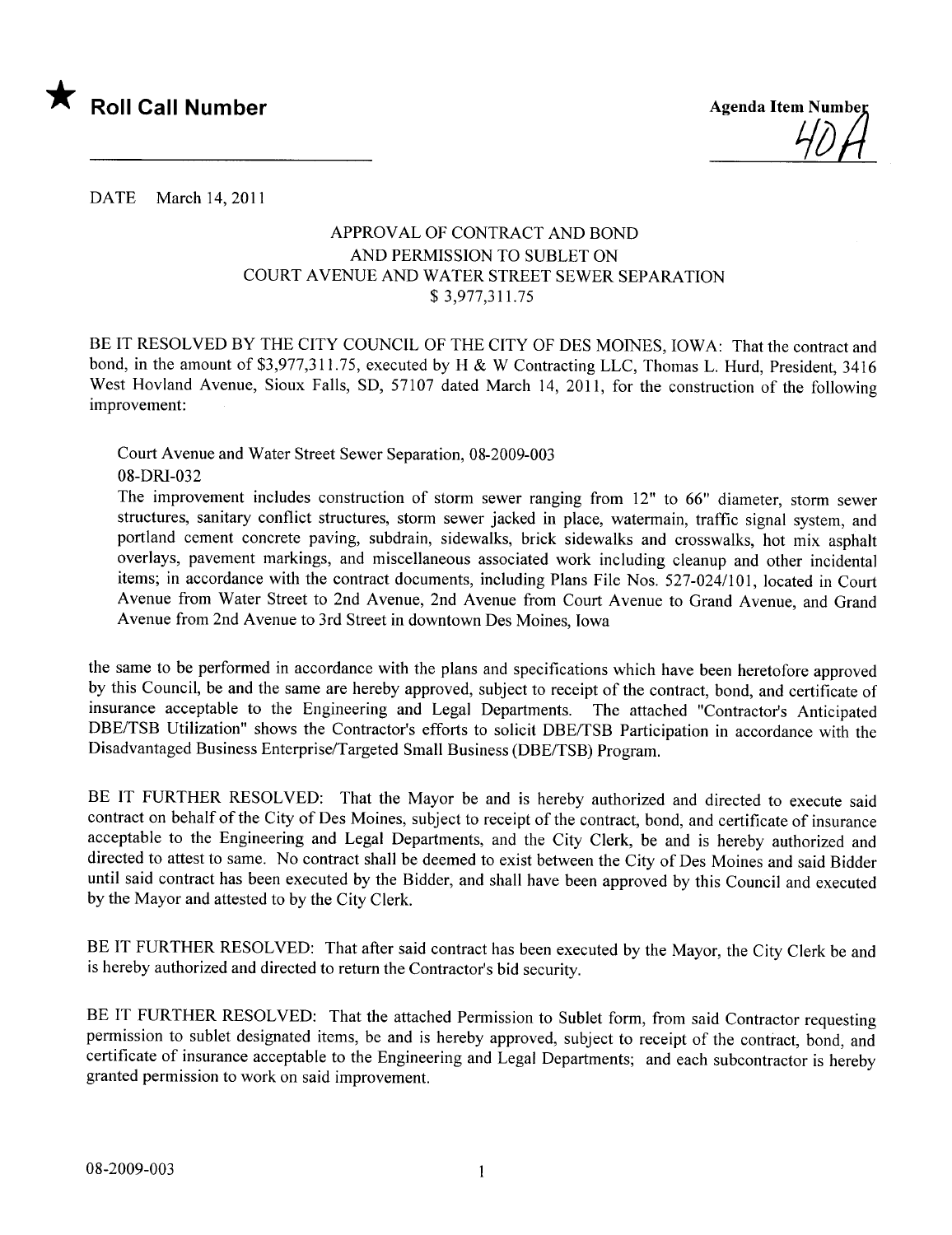★ **Roll Call Number**

Agenda Item Number
40A

DATE March 14, 2011

### APPROVAL OF CONTRACT AND BOND AND PERMISSION TO SUBLET ON COURT AVENUE AND WATER STREET SEWER SEPARATION $ 3,977,311.75

BE IT RESOLVED BY THE CITY COUNCIL OF THE CITY OF DES MOINES, IOWA: That the contract and bond, in the amount of $3,977,311.75, executed by H & W Contracting LLC, Thomas L. Hurd, President, 3416 West Hovland Avenue, Sioux Falls, SD, 57107 dated March 14, 2011, for the construction of the following improvement:

Court Avenue and Water Street Sewer Separation, 08-2009-003
08-DRI-032
The improvement includes construction of storm sewer ranging from 12" to 66" diameter, storm sewer structures, sanitary conflict structures, storm sewer jacked in place, watermain, traffic signal system, and portland cement concrete paving, subdrain, sidewalks, brick sidewalks and crosswalks, hot mix asphalt overlays, pavement markings, and miscellaneous associated work including cleanup and other incidental items; in accordance with the contract documents, including Plans File Nos. 527-024/101, located in Court Avenue from Water Street to 2nd Avenue, 2nd Avenue from Court Avenue to Grand Avenue, and Grand Avenue from 2nd Avenue to 3rd Street in downtown Des Moines, Iowa

the same to be performed in accordance with the plans and specifications which have been heretofore approved by this Council, be and the same are hereby approved, subject to receipt of the contract, bond, and certificate of insurance acceptable to the Engineering and Legal Departments. The attached "Contractor's Anticipated DBE/TSB Utilization" shows the Contractor's efforts to solicit DBE/TSB Participation in accordance with the Disadvantaged Business Enterprise/Targeted Small Business (DBE/TSB) Program.

BE IT FURTHER RESOLVED: That the Mayor be and is hereby authorized and directed to execute said contract on behalf of the City of Des Moines, subject to receipt of the contract, bond, and certificate of insurance acceptable to the Engineering and Legal Departments, and the City Clerk, be and is hereby authorized and directed to attest to same. No contract shall be deemed to exist between the City of Des Moines and said Bidder until said contract has been executed by the Bidder, and shall have been approved by this Council and executed by the Mayor and attested to by the City Clerk.

BE IT FURTHER RESOLVED: That after said contract has been executed by the Mayor, the City Clerk be and is hereby authorized and directed to return the Contractor's bid security.

BE IT FURTHER RESOLVED: That the attached Permission to Sublet form, from said Contractor requesting permission to sublet designated items, be and is hereby approved, subject to receipt of the contract, bond, and certificate of insurance acceptable to the Engineering and Legal Departments; and each subcontractor is hereby granted permission to work on said improvement.

08-2009-003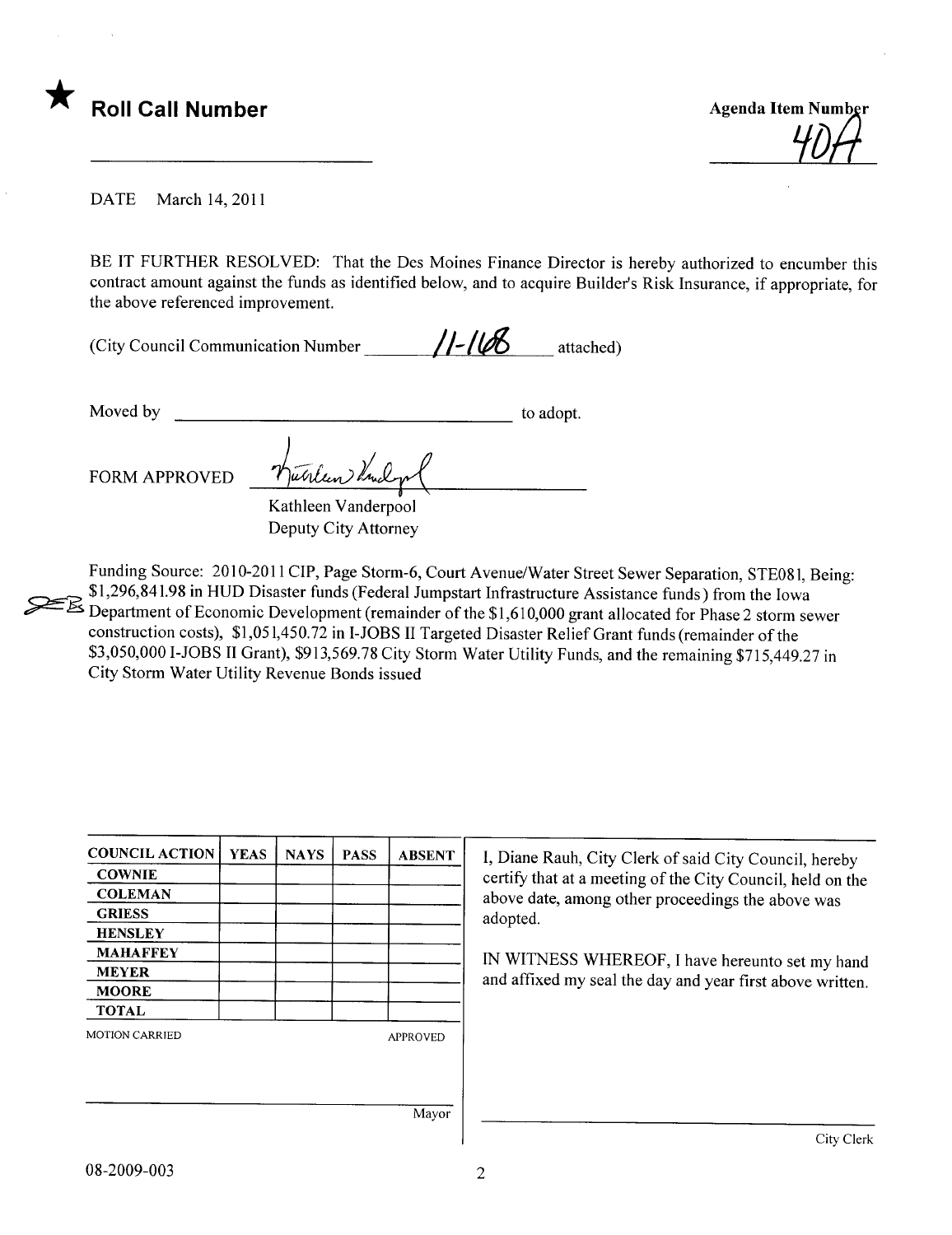★ **Roll Call Number**

Agenda Item Number
40A

DATE March 14, 2011

BE IT FURTHER RESOLVED: That the Des Moines Finance Director is hereby authorized to encumber this contract amount against the funds as identified below, and to acquire Builder's Risk Insurance, if appropriate, for the above referenced improvement.

(City Council Communication Number 11-168 attached)

Moved by ______________________________ to adopt.

FORM APPROVED

Kathleen Vanderpool
Deputy City Attorney

Funding Source: 2010-2011 CIP, Page Storm-6, Court Avenue/Water Street Sewer Separation, STE081, Being: $1,296,841.98 in HUD Disaster funds (Federal Jumpstart Infrastructure Assistance funds) from the Iowa Department of Economic Development (remainder of the $1,610,000 grant allocated for Phase 2 storm sewer construction costs), $1,051,450.72 in I-JOBS II Targeted Disaster Relief Grant funds (remainder of the $3,050,000 I-JOBS II Grant), $913,569.78 City Storm Water Utility Funds, and the remaining $715,449.27 in City Storm Water Utility Revenue Bonds issued

| COUNCIL ACTION | YEAS | NAYS | PASS | ABSENT |
|---|---|---|---|---|
| COWNIE | | | | |
| COLEMAN | | | | |
| GRIESS | | | | |
| HENSLEY | | | | |
| MAHAFFEY | | | | |
| MEYER | | | | |
| MOORE | | | | |
| TOTAL | | | | |

MOTION CARRIED APPROVED

Mayor

I, Diane Rauh, City Clerk of said City Council, hereby certify that at a meeting of the City Council, held on the above date, among other proceedings the above was adopted.

IN WITNESS WHEREOF, I have hereunto set my hand and affixed my seal the day and year first above written.

City Clerk

08-2009-003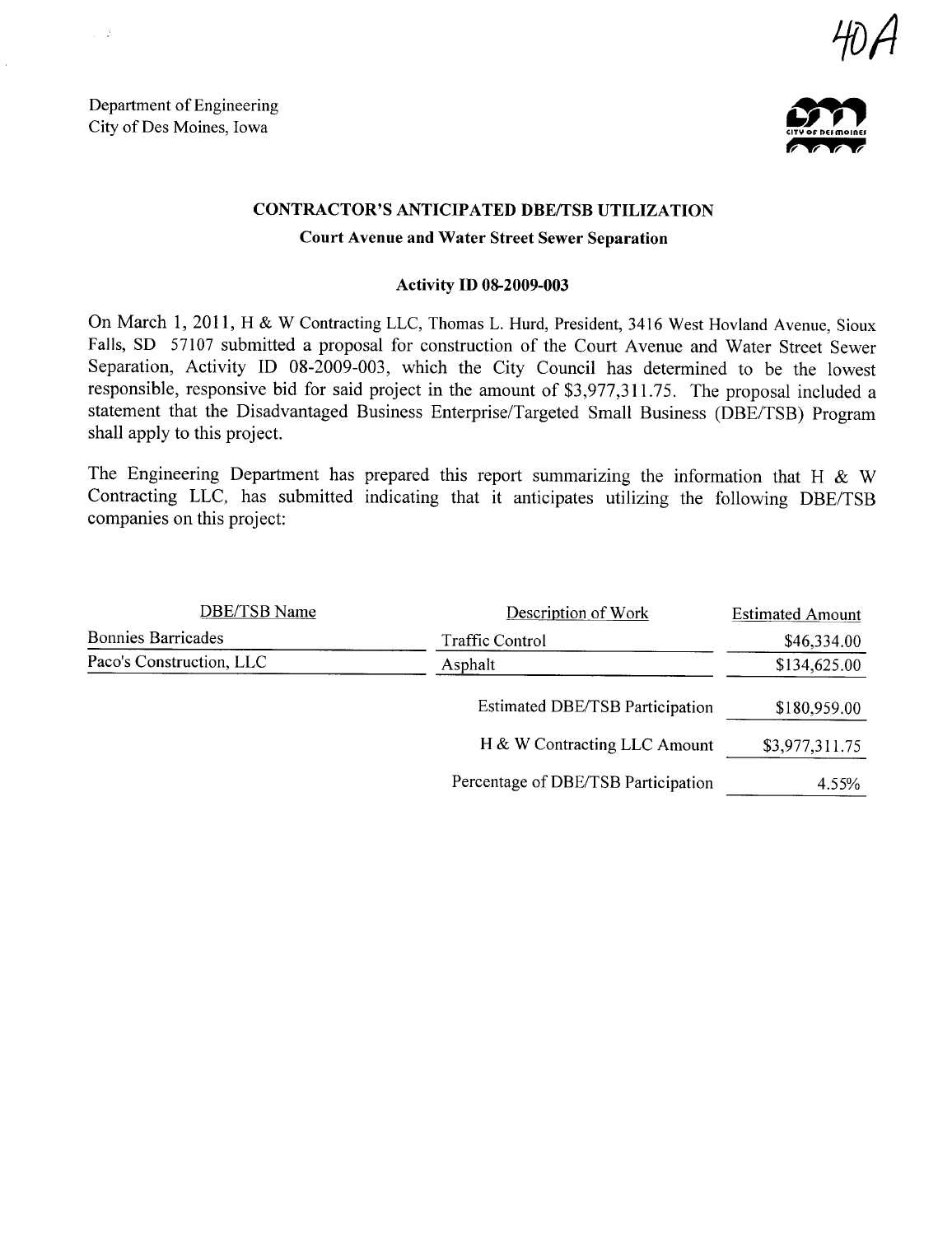40A

Department of Engineering
City of Des Moines, Iowa

## CONTRACTOR'S ANTICIPATED DBE/TSB UTILIZATION

### Court Avenue and Water Street Sewer Separation

### Activity ID 08-2009-003

On March 1, 2011, H & W Contracting LLC, Thomas L. Hurd, President, 3416 West Hovland Avenue, Sioux Falls, SD 57107 submitted a proposal for construction of the Court Avenue and Water Street Sewer Separation, Activity ID 08-2009-003, which the City Council has determined to be the lowest responsible, responsive bid for said project in the amount of $3,977,311.75. The proposal included a statement that the Disadvantaged Business Enterprise/Targeted Small Business (DBE/TSB) Program shall apply to this project.

The Engineering Department has prepared this report summarizing the information that H & W Contracting LLC, has submitted indicating that it anticipates utilizing the following DBE/TSB companies on this project:

| DBE/TSB Name | Description of Work | Estimated Amount |
|---|---|---|
| Bonnies Barricades | Traffic Control | $46,334.00 |
| Paco's Construction, LLC | Asphalt | $134,625.00 |
| | Estimated DBE/TSB Participation | $180,959.00 |
| | H & W Contracting LLC Amount | $3,977,311.75 |
| | Percentage of DBE/TSB Participation | 4.55% |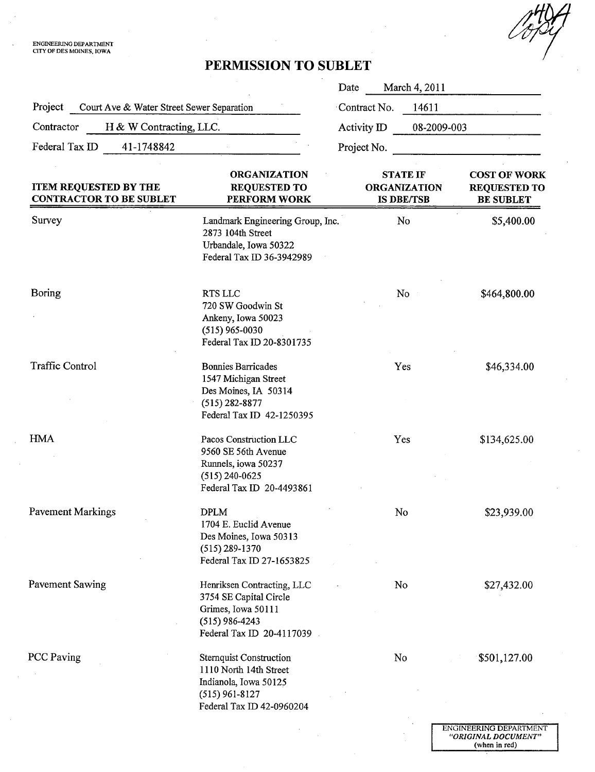ENGINEERING DEPARTMENT
CITY OF DES MOINES, IOWA

404
Copy

# PERMISSION TO SUBLET

Date March 4, 2011

Project Court Ave & Water Street Sewer Separation

Contract No. 14611

Contractor H & W Contracting, LLC.

Activity ID 08-2009-003

Federal Tax ID 41-1748842

Project No.

| ITEM REQUESTED BY THE CONTRACTOR TO BE SUBLET | ORGANIZATION REQUESTED TO PERFORM WORK | STATE IF ORGANIZATION IS DBE/TSB | COST OF WORK REQUESTED TO BE SUBLET |
|---|---|---|---|
| Survey | Landmark Engineering Group, Inc.<br>2873 104th Street<br>Urbandale, Iowa 50322<br>Federal Tax ID 36-3942989 | No | $5,400.00 |
| Boring | RTS LLC<br>720 SW Goodwin St<br>Ankeny, Iowa 50023<br>(515) 965-0030<br>Federal Tax ID 20-8301735 | No | $464,800.00 |
| Traffic Control | Bonnies Barricades<br>1547 Michigan Street<br>Des Moines, IA 50314<br>(515) 282-8877<br>Federal Tax ID 42-1250395 | Yes | $46,334.00 |
| HMA | Pacos Construction LLC<br>9560 SE 56th Avenue<br>Runnels, iowa 50237<br>(515) 240-0625<br>Federal Tax ID 20-4493861 | Yes | $134,625.00 |
| Pavement Markings | DPLM<br>1704 E. Euclid Avenue<br>Des Moines, Iowa 50313<br>(515) 289-1370<br>Federal Tax ID 27-1653825 | No | $23,939.00 |
| Pavement Sawing | Henriksen Contracting, LLC<br>3754 SE Capital Circle<br>Grimes, Iowa 50111<br>(515) 986-4243<br>Federal Tax ID 20-4117039 | No | $27,432.00 |
| PCC Paving | Sternquist Construction<br>1110 North 14th Street<br>Indianola, Iowa 50125<br>(515) 961-8127<br>Federal Tax ID 42-0960204 | No | $501,127.00 |

ENGINEERING DEPARTMENT
*"ORIGINAL DOCUMENT"*
(when in red)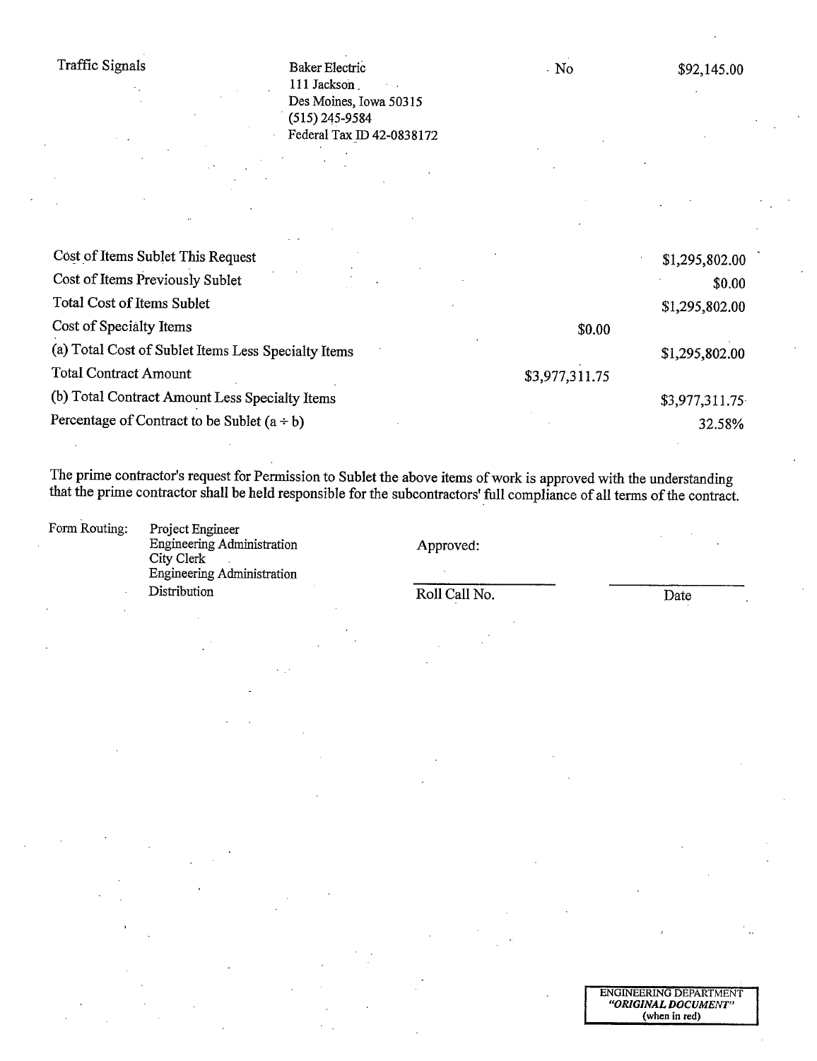| Traffic Signals | Baker Electric<br>111 Jackson<br>Des Moines, Iowa 50315<br>(515) 245-9584<br>Federal Tax ID 42-0838172 | No | $92,145.00 |
|---|---|---|---|

| | | |
|---|---|---|
| Cost of Items Sublet This Request | | $1,295,802.00 |
| Cost of Items Previously Sublet | | $0.00 |
| Total Cost of Items Sublet | | $1,295,802.00 |
| Cost of Specialty Items | $0.00 | |
| (a) Total Cost of Sublet Items Less Specialty Items | | $1,295,802.00 |
| Total Contract Amount | $3,977,311.75 | |
| (b) Total Contract Amount Less Specialty Items | | $3,977,311.75 |
| Percentage of Contract to be Sublet (a ÷ b) | | 32.58% |

The prime contractor's request for Permission to Sublet the above items of work is approved with the understanding that the prime contractor shall be held responsible for the subcontractors' full compliance of all terms of the contract.

Form Routing:
- Project Engineer
- Engineering Administration
- City Clerk
- Engineering Administration
- Distribution

Approved:

Roll Call No. ____________ Date ____________

ENGINEERING DEPARTMENT
***"ORIGINAL DOCUMENT"***
(when in red)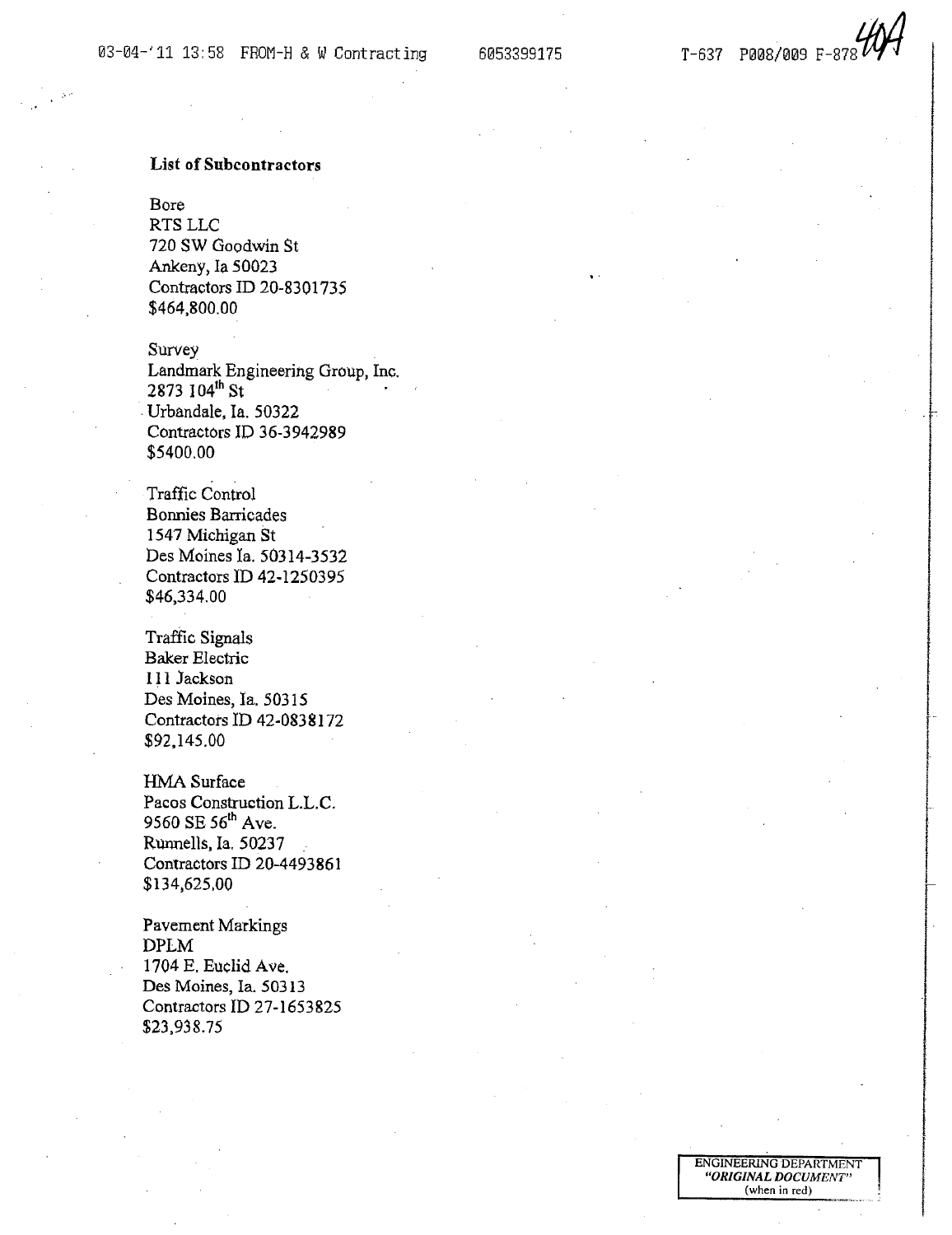**List of Subcontractors**

Bore
RTS LLC
720 SW Goodwin St
Ankeny, Ia 50023
Contractors ID 20-8301735
$464,800.00

Survey
Landmark Engineering Group, Inc.
2873 104th St
Urbandale, Ia. 50322
Contractors ID 36-3942989
$5400.00

Traffic Control
Bonnies Barricades
1547 Michigan St
Des Moines Ia. 50314-3532
Contractors ID 42-1250395
$46,334.00

Traffic Signals
Baker Electric
111 Jackson
Des Moines, Ia. 50315
Contractors ID 42-0838172
$92,145.00

HMA Surface
Pacos Construction L.L.C.
9560 SE 56th Ave.
Runnells, Ia. 50237
Contractors ID 20-4493861
$134,625.00

Pavement Markings
DPLM
1704 E. Euclid Ave.
Des Moines, Ia. 50313
Contractors ID 27-1653825
$23,938.75

ENGINEERING DEPARTMENT
*"ORIGINAL DOCUMENT"*
(when in red)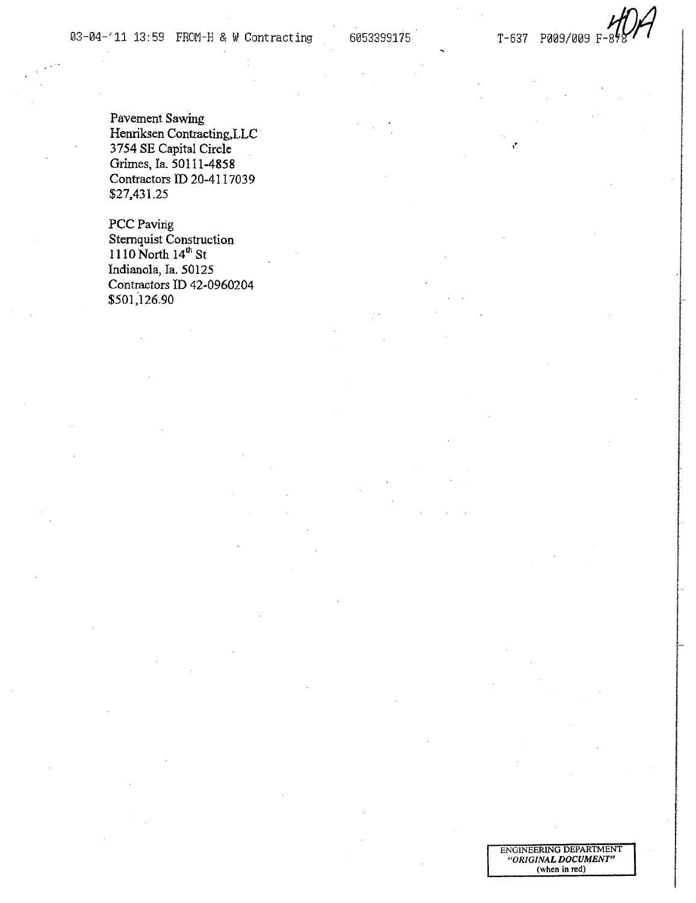Pavement Sawing
Henriksen Contracting,LLC
3754 SE Capital Circle
Grimes, Ia. 50111-4858
Contractors ID 20-4117039
$27,431.25

PCC Paving
Sternquist Construction
1110 North 14th St
Indianola, Ia. 50125
Contractors ID 42-0960204
$501,126.90

ENGINEERING DEPARTMENT
*"ORIGINAL DOCUMENT"*
(when in red)